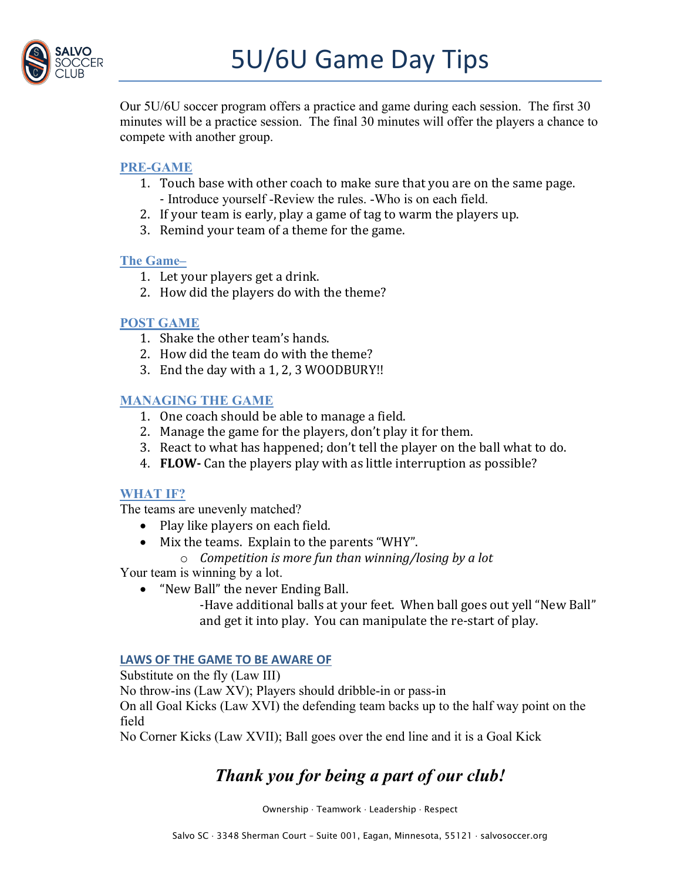# 5U/6U Game Day Tips

Our 5U/6U soccer program offers a practice and game during each session. The first 30 minutes will be a practice session. The final 30 minutes will offer the players a chance to compete with another group.

## PRE-GAME

1. Touch base with other coach to make sure that you are on the same page.
   - Introduce yourself -Review the rules. -Who is on each field.
2. If your team is early, play a game of tag to warm the players up.
3. Remind your team of a theme for the game.

## The Game–

1. Let your players get a drink.
2. How did the players do with the theme?

## POST GAME

1. Shake the other team's hands.
2. How did the team do with the theme?
3. End the day with a 1, 2, 3 WOODBURY!!

## MANAGING THE GAME

1. One coach should be able to manage a field.
2. Manage the game for the players, don't play it for them.
3. React to what has happened; don't tell the player on the ball what to do.
4. **FLOW-** Can the players play with as little interruption as possible?

## WHAT IF?

The teams are unevenly matched?

- Play like players on each field.
- Mix the teams. Explain to the parents "WHY".
  - *Competition is more fun than winning/losing by a lot*

Your team is winning by a lot.

- "New Ball" the never Ending Ball.

  -Have additional balls at your feet. When ball goes out yell "New Ball" and get it into play. You can manipulate the re-start of play.

## LAWS OF THE GAME TO BE AWARE OF

Substitute on the fly (Law III)

No throw-ins (Law XV); Players should dribble-in or pass-in

On all Goal Kicks (Law XVI) the defending team backs up to the half way point on the field

No Corner Kicks (Law XVII); Ball goes over the end line and it is a Goal Kick

***Thank you for being a part of our club!***

Ownership · Teamwork · Leadership · Respect

Salvo SC · 3348 Sherman Court – Suite 001, Eagan, Minnesota, 55121 · salvosoccer.org